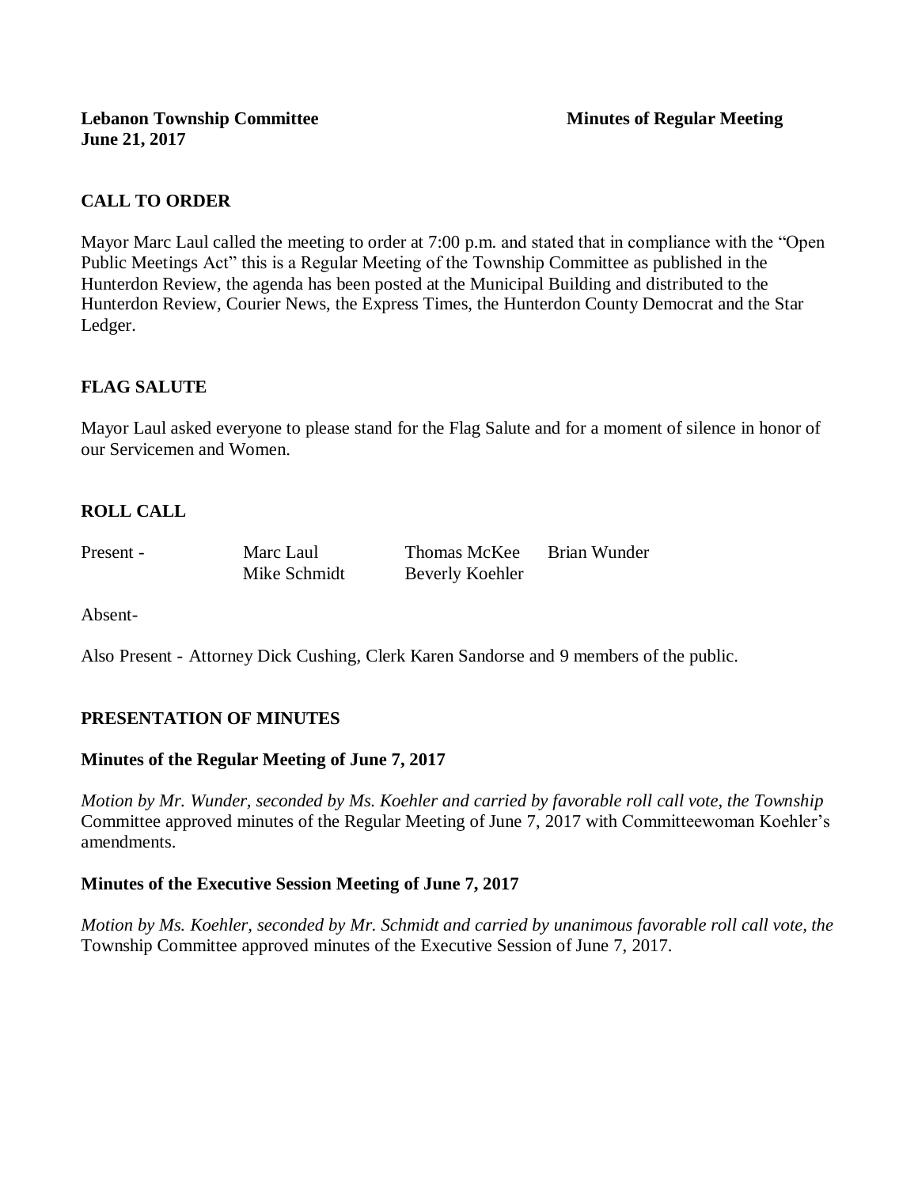**Lebanon Township Committee** **Minutes of Regular Meeting**
**June 21, 2017**

## CALL TO ORDER

Mayor Marc Laul called the meeting to order at 7:00 p.m. and stated that in compliance with the "Open Public Meetings Act" this is a Regular Meeting of the Township Committee as published in the Hunterdon Review, the agenda has been posted at the Municipal Building and distributed to the Hunterdon Review, Courier News, the Express Times, the Hunterdon County Democrat and the Star Ledger.

## FLAG SALUTE

Mayor Laul asked everyone to please stand for the Flag Salute and for a moment of silence in honor of our Servicemen and Women.

## ROLL CALL

| Present - | Marc Laul | Thomas McKee | Brian Wunder |
|---|---|---|---|
| | Mike Schmidt | Beverly Koehler | |

Absent-

Also Present - Attorney Dick Cushing, Clerk Karen Sandorse and 9 members of the public.

## PRESENTATION OF MINUTES

### Minutes of the Regular Meeting of June 7, 2017

*Motion by Mr. Wunder, seconded by Ms. Koehler and carried by favorable roll call vote, the Township* Committee approved minutes of the Regular Meeting of June 7, 2017 with Committeewoman Koehler's amendments.

### Minutes of the Executive Session Meeting of June 7, 2017

*Motion by Ms. Koehler, seconded by Mr. Schmidt and carried by unanimous favorable roll call vote, the* Township Committee approved minutes of the Executive Session of June 7, 2017.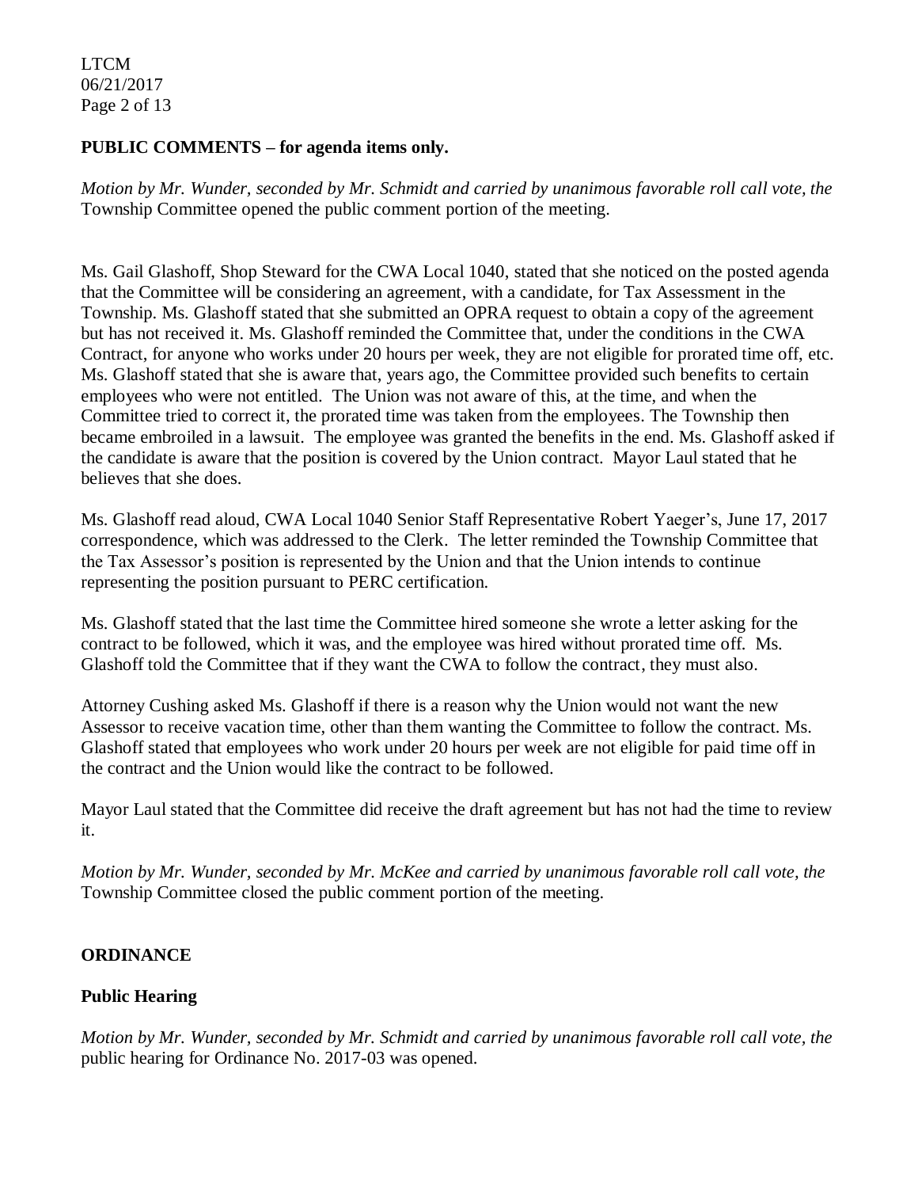**PUBLIC COMMENTS – for agenda items only.**

*Motion by Mr. Wunder, seconded by Mr. Schmidt and carried by unanimous favorable roll call vote, the* Township Committee opened the public comment portion of the meeting.

Ms. Gail Glashoff, Shop Steward for the CWA Local 1040, stated that she noticed on the posted agenda that the Committee will be considering an agreement, with a candidate, for Tax Assessment in the Township. Ms. Glashoff stated that she submitted an OPRA request to obtain a copy of the agreement but has not received it. Ms. Glashoff reminded the Committee that, under the conditions in the CWA Contract, for anyone who works under 20 hours per week, they are not eligible for prorated time off, etc. Ms. Glashoff stated that she is aware that, years ago, the Committee provided such benefits to certain employees who were not entitled. The Union was not aware of this, at the time, and when the Committee tried to correct it, the prorated time was taken from the employees. The Township then became embroiled in a lawsuit. The employee was granted the benefits in the end. Ms. Glashoff asked if the candidate is aware that the position is covered by the Union contract. Mayor Laul stated that he believes that she does.

Ms. Glashoff read aloud, CWA Local 1040 Senior Staff Representative Robert Yaeger's, June 17, 2017 correspondence, which was addressed to the Clerk. The letter reminded the Township Committee that the Tax Assessor's position is represented by the Union and that the Union intends to continue representing the position pursuant to PERC certification.

Ms. Glashoff stated that the last time the Committee hired someone she wrote a letter asking for the contract to be followed, which it was, and the employee was hired without prorated time off. Ms. Glashoff told the Committee that if they want the CWA to follow the contract, they must also.

Attorney Cushing asked Ms. Glashoff if there is a reason why the Union would not want the new Assessor to receive vacation time, other than them wanting the Committee to follow the contract. Ms. Glashoff stated that employees who work under 20 hours per week are not eligible for paid time off in the contract and the Union would like the contract to be followed.

Mayor Laul stated that the Committee did receive the draft agreement but has not had the time to review it.

*Motion by Mr. Wunder, seconded by Mr. McKee and carried by unanimous favorable roll call vote, the* Township Committee closed the public comment portion of the meeting.

**ORDINANCE**

**Public Hearing**

*Motion by Mr. Wunder, seconded by Mr. Schmidt and carried by unanimous favorable roll call vote, the* public hearing for Ordinance No. 2017-03 was opened.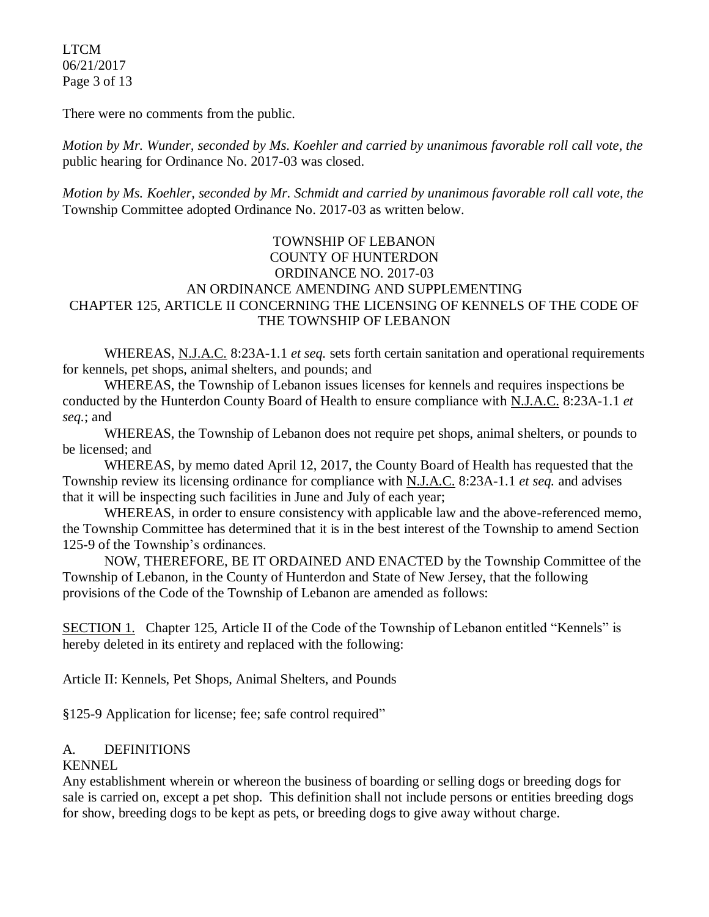There were no comments from the public.

*Motion by Mr. Wunder, seconded by Ms. Koehler and carried by unanimous favorable roll call vote, the* public hearing for Ordinance No. 2017-03 was closed.

*Motion by Ms. Koehler, seconded by Mr. Schmidt and carried by unanimous favorable roll call vote, the* Township Committee adopted Ordinance No. 2017-03 as written below.

TOWNSHIP OF LEBANON
COUNTY OF HUNTERDON
ORDINANCE NO. 2017-03
AN ORDINANCE AMENDING AND SUPPLEMENTING
CHAPTER 125, ARTICLE II CONCERNING THE LICENSING OF KENNELS OF THE CODE OF THE TOWNSHIP OF LEBANON

WHEREAS, N.J.A.C. 8:23A-1.1 *et seq.* sets forth certain sanitation and operational requirements for kennels, pet shops, animal shelters, and pounds; and

WHEREAS, the Township of Lebanon issues licenses for kennels and requires inspections be conducted by the Hunterdon County Board of Health to ensure compliance with N.J.A.C. 8:23A-1.1 *et seq.*; and

WHEREAS, the Township of Lebanon does not require pet shops, animal shelters, or pounds to be licensed; and

WHEREAS, by memo dated April 12, 2017, the County Board of Health has requested that the Township review its licensing ordinance for compliance with N.J.A.C. 8:23A-1.1 *et seq.* and advises that it will be inspecting such facilities in June and July of each year;

WHEREAS, in order to ensure consistency with applicable law and the above-referenced memo, the Township Committee has determined that it is in the best interest of the Township to amend Section 125-9 of the Township's ordinances.

NOW, THEREFORE, BE IT ORDAINED AND ENACTED by the Township Committee of the Township of Lebanon, in the County of Hunterdon and State of New Jersey, that the following provisions of the Code of the Township of Lebanon are amended as follows:

SECTION 1. Chapter 125, Article II of the Code of the Township of Lebanon entitled "Kennels" is hereby deleted in its entirety and replaced with the following:

Article II: Kennels, Pet Shops, Animal Shelters, and Pounds

§125-9 Application for license; fee; safe control required"

A. DEFINITIONS

KENNEL

Any establishment wherein or whereon the business of boarding or selling dogs or breeding dogs for sale is carried on, except a pet shop. This definition shall not include persons or entities breeding dogs for show, breeding dogs to be kept as pets, or breeding dogs to give away without charge.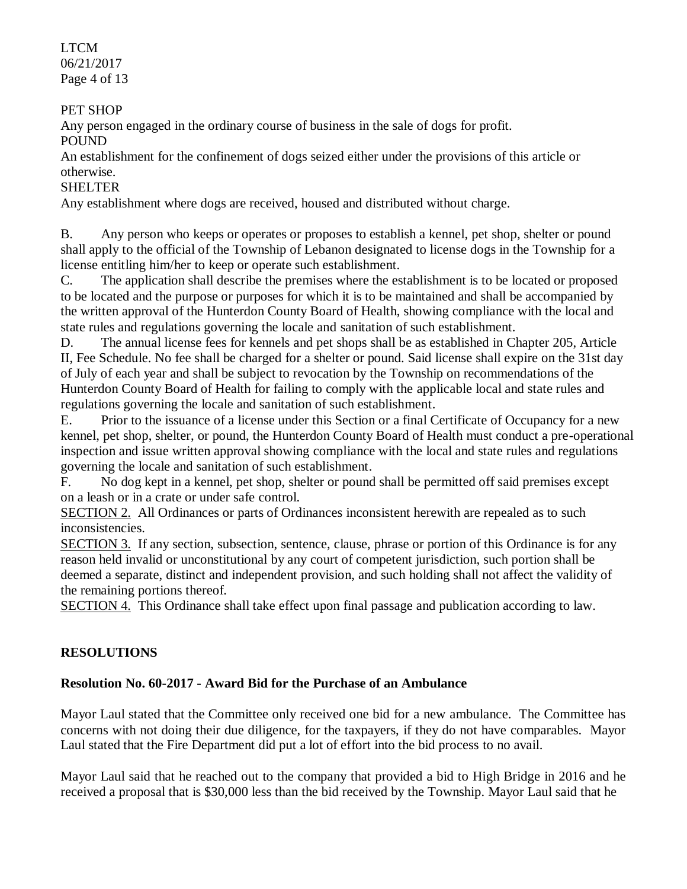PET SHOP

Any person engaged in the ordinary course of business in the sale of dogs for profit.

POUND

An establishment for the confinement of dogs seized either under the provisions of this article or otherwise.

SHELTER

Any establishment where dogs are received, housed and distributed without charge.

B. Any person who keeps or operates or proposes to establish a kennel, pet shop, shelter or pound shall apply to the official of the Township of Lebanon designated to license dogs in the Township for a license entitling him/her to keep or operate such establishment.

C. The application shall describe the premises where the establishment is to be located or proposed to be located and the purpose or purposes for which it is to be maintained and shall be accompanied by the written approval of the Hunterdon County Board of Health, showing compliance with the local and state rules and regulations governing the locale and sanitation of such establishment.

D. The annual license fees for kennels and pet shops shall be as established in Chapter 205, Article II, Fee Schedule. No fee shall be charged for a shelter or pound. Said license shall expire on the 31st day of July of each year and shall be subject to revocation by the Township on recommendations of the Hunterdon County Board of Health for failing to comply with the applicable local and state rules and regulations governing the locale and sanitation of such establishment.

E. Prior to the issuance of a license under this Section or a final Certificate of Occupancy for a new kennel, pet shop, shelter, or pound, the Hunterdon County Board of Health must conduct a pre-operational inspection and issue written approval showing compliance with the local and state rules and regulations governing the locale and sanitation of such establishment.

F. No dog kept in a kennel, pet shop, shelter or pound shall be permitted off said premises except on a leash or in a crate or under safe control.

SECTION 2. All Ordinances or parts of Ordinances inconsistent herewith are repealed as to such inconsistencies.

SECTION 3. If any section, subsection, sentence, clause, phrase or portion of this Ordinance is for any reason held invalid or unconstitutional by any court of competent jurisdiction, such portion shall be deemed a separate, distinct and independent provision, and such holding shall not affect the validity of the remaining portions thereof.

SECTION 4. This Ordinance shall take effect upon final passage and publication according to law.

## RESOLUTIONS

### Resolution No. 60-2017 - Award Bid for the Purchase of an Ambulance

Mayor Laul stated that the Committee only received one bid for a new ambulance. The Committee has concerns with not doing their due diligence, for the taxpayers, if they do not have comparables. Mayor Laul stated that the Fire Department did put a lot of effort into the bid process to no avail.

Mayor Laul said that he reached out to the company that provided a bid to High Bridge in 2016 and he received a proposal that is $30,000 less than the bid received by the Township. Mayor Laul said that he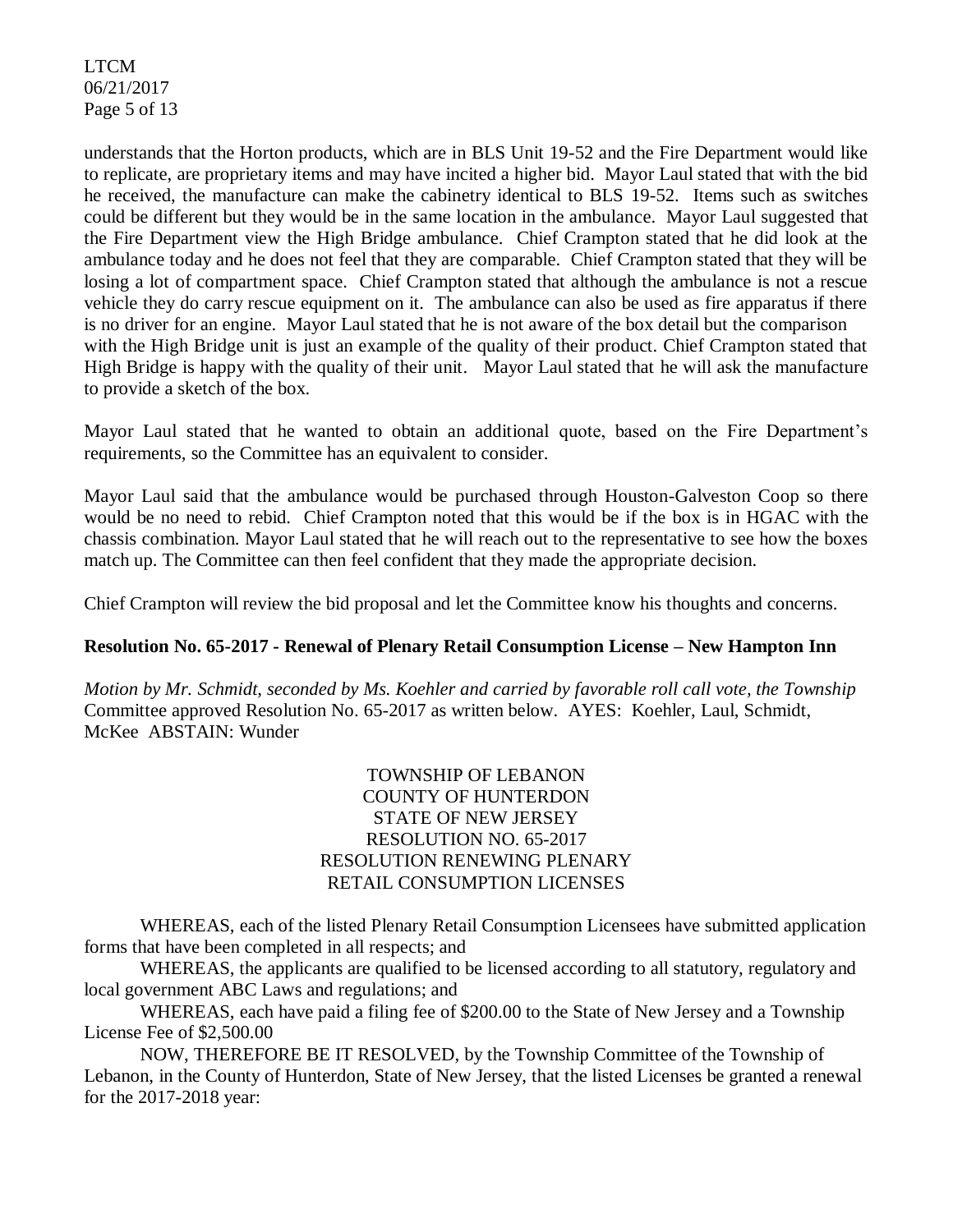understands that the Horton products, which are in BLS Unit 19-52 and the Fire Department would like to replicate, are proprietary items and may have incited a higher bid. Mayor Laul stated that with the bid he received, the manufacture can make the cabinetry identical to BLS 19-52. Items such as switches could be different but they would be in the same location in the ambulance. Mayor Laul suggested that the Fire Department view the High Bridge ambulance. Chief Crampton stated that he did look at the ambulance today and he does not feel that they are comparable. Chief Crampton stated that they will be losing a lot of compartment space. Chief Crampton stated that although the ambulance is not a rescue vehicle they do carry rescue equipment on it. The ambulance can also be used as fire apparatus if there is no driver for an engine. Mayor Laul stated that he is not aware of the box detail but the comparison with the High Bridge unit is just an example of the quality of their product. Chief Crampton stated that High Bridge is happy with the quality of their unit. Mayor Laul stated that he will ask the manufacture to provide a sketch of the box.

Mayor Laul stated that he wanted to obtain an additional quote, based on the Fire Department's requirements, so the Committee has an equivalent to consider.

Mayor Laul said that the ambulance would be purchased through Houston-Galveston Coop so there would be no need to rebid. Chief Crampton noted that this would be if the box is in HGAC with the chassis combination. Mayor Laul stated that he will reach out to the representative to see how the boxes match up. The Committee can then feel confident that they made the appropriate decision.

Chief Crampton will review the bid proposal and let the Committee know his thoughts and concerns.

**Resolution No. 65-2017 - Renewal of Plenary Retail Consumption License – New Hampton Inn**

*Motion by Mr. Schmidt, seconded by Ms. Koehler and carried by favorable roll call vote, the Township* Committee approved Resolution No. 65-2017 as written below. AYES: Koehler, Laul, Schmidt, McKee ABSTAIN: Wunder

TOWNSHIP OF LEBANON
COUNTY OF HUNTERDON
STATE OF NEW JERSEY
RESOLUTION NO. 65-2017
RESOLUTION RENEWING PLENARY
RETAIL CONSUMPTION LICENSES

WHEREAS, each of the listed Plenary Retail Consumption Licensees have submitted application forms that have been completed in all respects; and

WHEREAS, the applicants are qualified to be licensed according to all statutory, regulatory and local government ABC Laws and regulations; and

WHEREAS, each have paid a filing fee of $200.00 to the State of New Jersey and a Township License Fee of $2,500.00

NOW, THEREFORE BE IT RESOLVED, by the Township Committee of the Township of Lebanon, in the County of Hunterdon, State of New Jersey, that the listed Licenses be granted a renewal for the 2017-2018 year: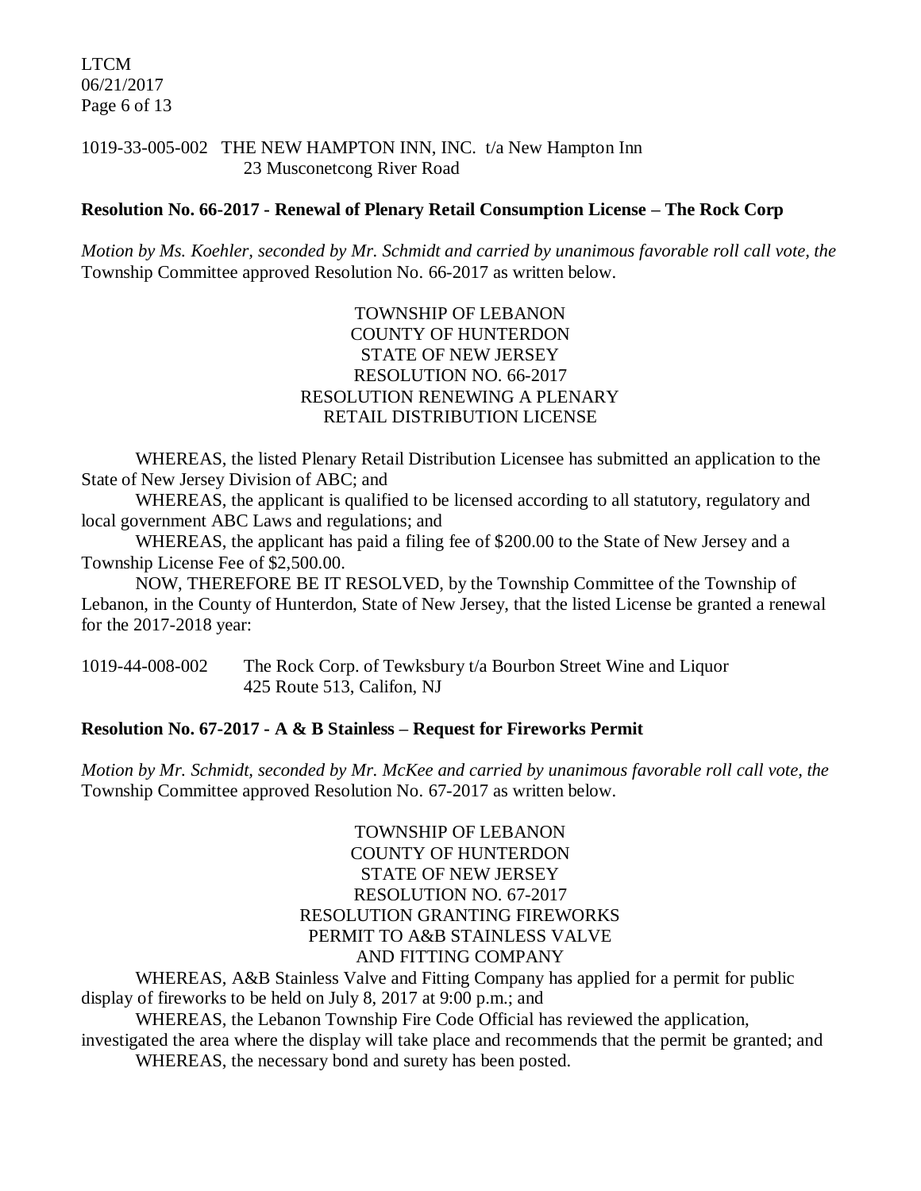1019-33-005-002   THE NEW HAMPTON INN, INC.  t/a New Hampton Inn
23 Musconetcong River Road

**Resolution No. 66-2017 - Renewal of Plenary Retail Consumption License – The Rock Corp**

*Motion by Ms. Koehler, seconded by Mr. Schmidt and carried by unanimous favorable roll call vote, the* Township Committee approved Resolution No. 66-2017 as written below.

TOWNSHIP OF LEBANON
COUNTY OF HUNTERDON
STATE OF NEW JERSEY
RESOLUTION NO. 66-2017
RESOLUTION RENEWING A PLENARY
RETAIL DISTRIBUTION LICENSE

WHEREAS, the listed Plenary Retail Distribution Licensee has submitted an application to the State of New Jersey Division of ABC; and

WHEREAS, the applicant is qualified to be licensed according to all statutory, regulatory and local government ABC Laws and regulations; and

WHEREAS, the applicant has paid a filing fee of $200.00 to the State of New Jersey and a Township License Fee of $2,500.00.

NOW, THEREFORE BE IT RESOLVED, by the Township Committee of the Township of Lebanon, in the County of Hunterdon, State of New Jersey, that the listed License be granted a renewal for the 2017-2018 year:

1019-44-008-002   The Rock Corp. of Tewksbury t/a Bourbon Street Wine and Liquor
425 Route 513, Califon, NJ

**Resolution No. 67-2017 - A & B Stainless – Request for Fireworks Permit**

*Motion by Mr. Schmidt, seconded by Mr. McKee and carried by unanimous favorable roll call vote, the* Township Committee approved Resolution No. 67-2017 as written below.

TOWNSHIP OF LEBANON
COUNTY OF HUNTERDON
STATE OF NEW JERSEY
RESOLUTION NO. 67-2017
RESOLUTION GRANTING FIREWORKS
PERMIT TO A&B STAINLESS VALVE
AND FITTING COMPANY

WHEREAS, A&B Stainless Valve and Fitting Company has applied for a permit for public display of fireworks to be held on July 8, 2017 at 9:00 p.m.; and

WHEREAS, the Lebanon Township Fire Code Official has reviewed the application, investigated the area where the display will take place and recommends that the permit be granted; and

WHEREAS, the necessary bond and surety has been posted.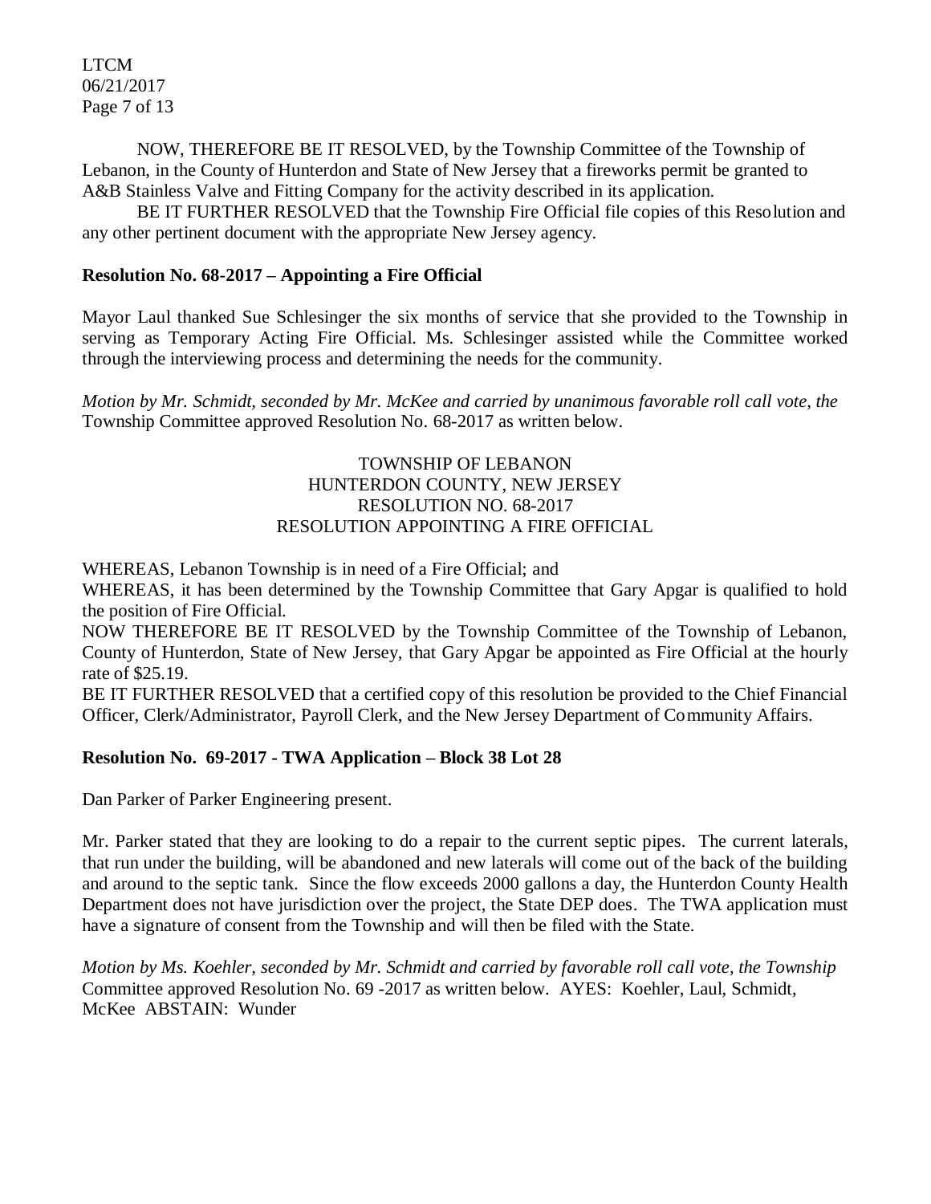NOW, THEREFORE BE IT RESOLVED, by the Township Committee of the Township of Lebanon, in the County of Hunterdon and State of New Jersey that a fireworks permit be granted to A&B Stainless Valve and Fitting Company for the activity described in its application.

BE IT FURTHER RESOLVED that the Township Fire Official file copies of this Resolution and any other pertinent document with the appropriate New Jersey agency.

**Resolution No. 68-2017 – Appointing a Fire Official**

Mayor Laul thanked Sue Schlesinger the six months of service that she provided to the Township in serving as Temporary Acting Fire Official. Ms. Schlesinger assisted while the Committee worked through the interviewing process and determining the needs for the community.

*Motion by Mr. Schmidt, seconded by Mr. McKee and carried by unanimous favorable roll call vote, the* Township Committee approved Resolution No. 68-2017 as written below.

TOWNSHIP OF LEBANON
HUNTERDON COUNTY, NEW JERSEY
RESOLUTION NO. 68-2017
RESOLUTION APPOINTING A FIRE OFFICIAL

WHEREAS, Lebanon Township is in need of a Fire Official; and

WHEREAS, it has been determined by the Township Committee that Gary Apgar is qualified to hold the position of Fire Official.

NOW THEREFORE BE IT RESOLVED by the Township Committee of the Township of Lebanon, County of Hunterdon, State of New Jersey, that Gary Apgar be appointed as Fire Official at the hourly rate of $25.19.

BE IT FURTHER RESOLVED that a certified copy of this resolution be provided to the Chief Financial Officer, Clerk/Administrator, Payroll Clerk, and the New Jersey Department of Community Affairs.

**Resolution No. 69-2017 - TWA Application – Block 38 Lot 28**

Dan Parker of Parker Engineering present.

Mr. Parker stated that they are looking to do a repair to the current septic pipes. The current laterals, that run under the building, will be abandoned and new laterals will come out of the back of the building and around to the septic tank. Since the flow exceeds 2000 gallons a day, the Hunterdon County Health Department does not have jurisdiction over the project, the State DEP does. The TWA application must have a signature of consent from the Township and will then be filed with the State.

*Motion by Ms. Koehler, seconded by Mr. Schmidt and carried by favorable roll call vote, the Township* Committee approved Resolution No. 69 -2017 as written below. AYES: Koehler, Laul, Schmidt, McKee ABSTAIN: Wunder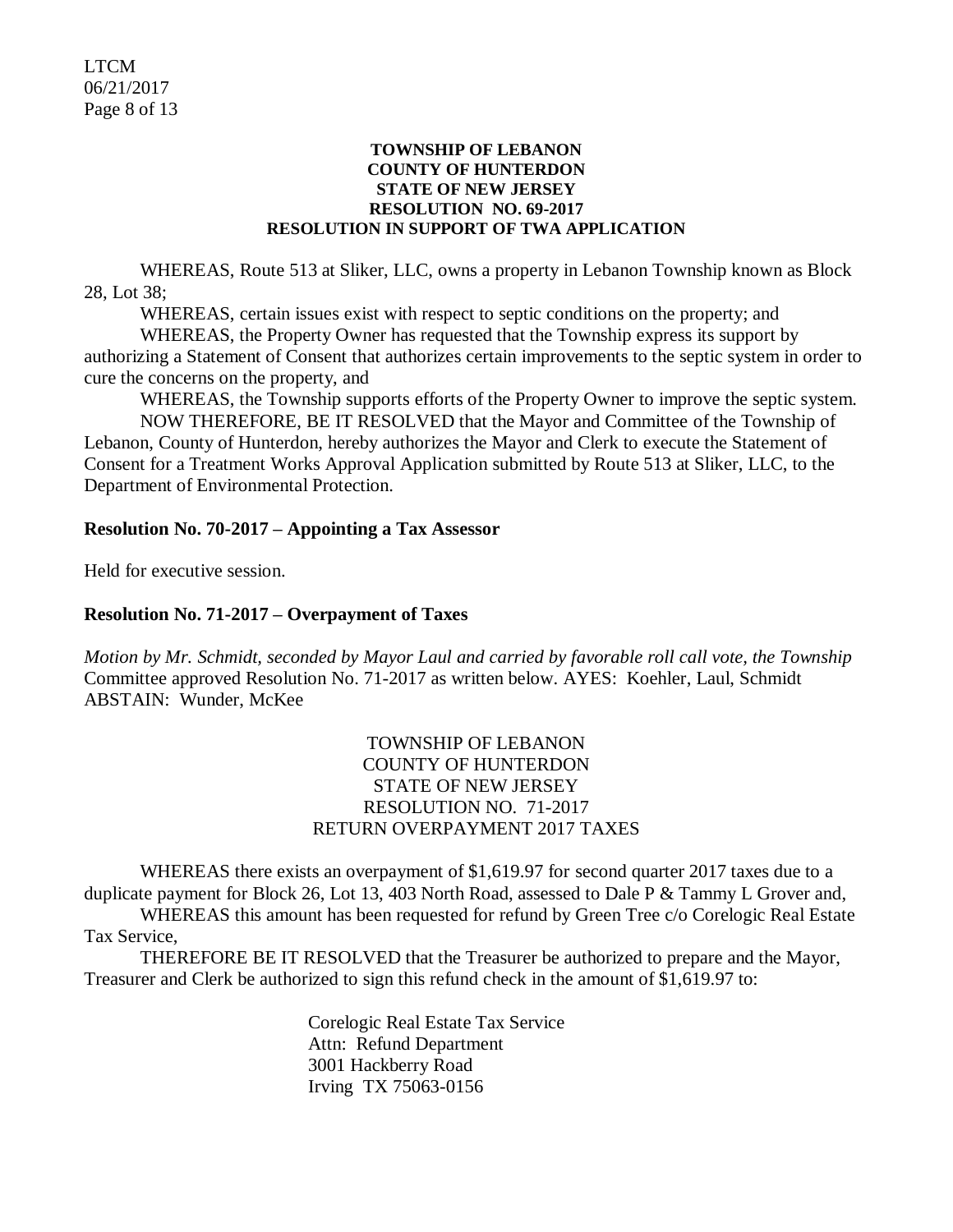**TOWNSHIP OF LEBANON**
**COUNTY OF HUNTERDON**
**STATE OF NEW JERSEY**
**RESOLUTION NO. 69-2017**
**RESOLUTION IN SUPPORT OF TWA APPLICATION**

WHEREAS, Route 513 at Sliker, LLC, owns a property in Lebanon Township known as Block 28, Lot 38;

WHEREAS, certain issues exist with respect to septic conditions on the property; and

WHEREAS, the Property Owner has requested that the Township express its support by authorizing a Statement of Consent that authorizes certain improvements to the septic system in order to cure the concerns on the property, and

WHEREAS, the Township supports efforts of the Property Owner to improve the septic system.

NOW THEREFORE, BE IT RESOLVED that the Mayor and Committee of the Township of Lebanon, County of Hunterdon, hereby authorizes the Mayor and Clerk to execute the Statement of Consent for a Treatment Works Approval Application submitted by Route 513 at Sliker, LLC, to the Department of Environmental Protection.

**Resolution No. 70-2017 – Appointing a Tax Assessor**

Held for executive session.

**Resolution No. 71-2017 – Overpayment of Taxes**

*Motion by Mr. Schmidt, seconded by Mayor Laul and carried by favorable roll call vote, the Township* Committee approved Resolution No. 71-2017 as written below. AYES: Koehler, Laul, Schmidt ABSTAIN: Wunder, McKee

TOWNSHIP OF LEBANON
COUNTY OF HUNTERDON
STATE OF NEW JERSEY
RESOLUTION NO. 71-2017
RETURN OVERPAYMENT 2017 TAXES

WHEREAS there exists an overpayment of $1,619.97 for second quarter 2017 taxes due to a duplicate payment for Block 26, Lot 13, 403 North Road, assessed to Dale P & Tammy L Grover and,

WHEREAS this amount has been requested for refund by Green Tree c/o Corelogic Real Estate Tax Service,

THEREFORE BE IT RESOLVED that the Treasurer be authorized to prepare and the Mayor, Treasurer and Clerk be authorized to sign this refund check in the amount of $1,619.97 to:

Corelogic Real Estate Tax Service
Attn: Refund Department
3001 Hackberry Road
Irving TX 75063-0156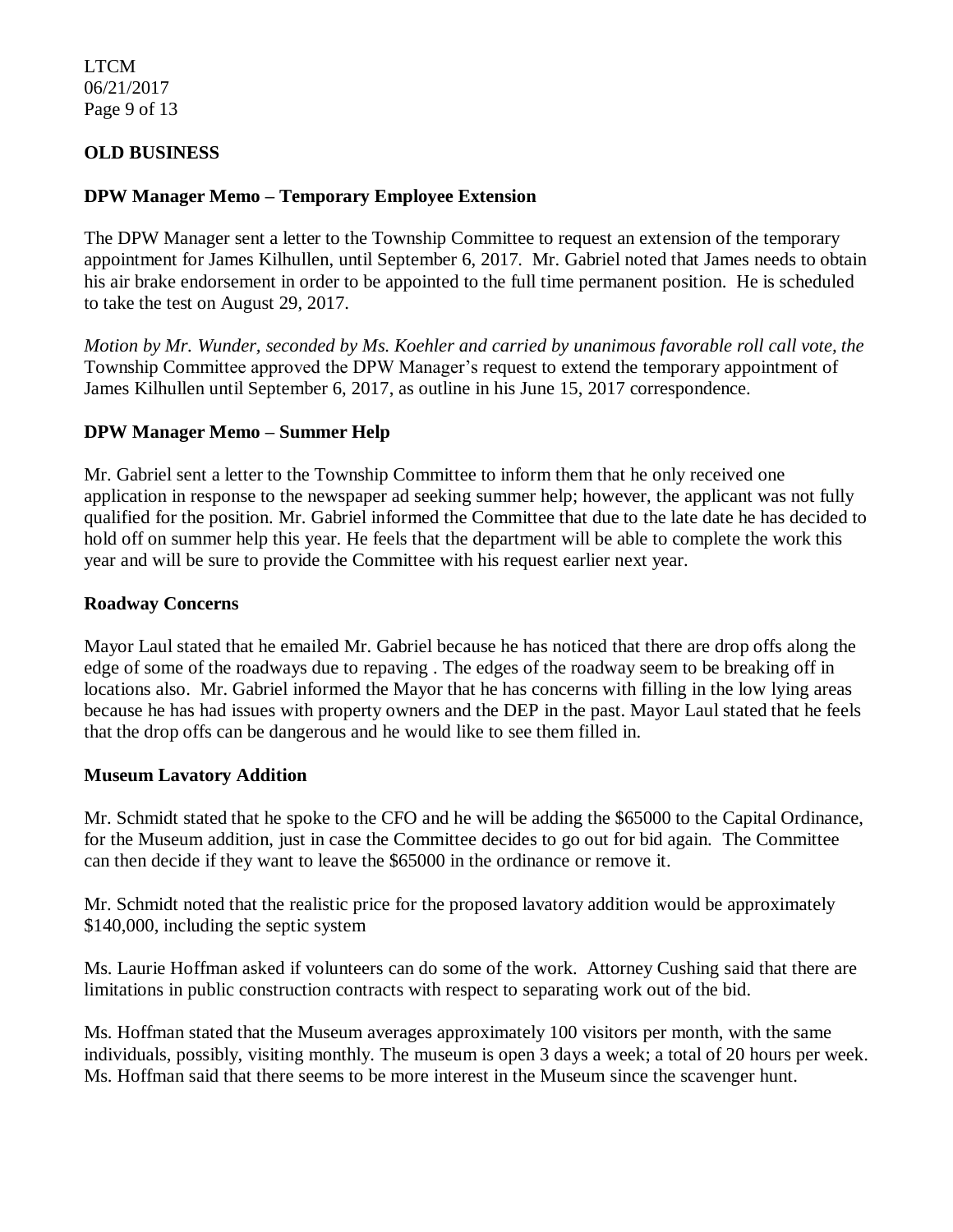## OLD BUSINESS

### DPW Manager Memo – Temporary Employee Extension

The DPW Manager sent a letter to the Township Committee to request an extension of the temporary appointment for James Kilhullen, until September 6, 2017. Mr. Gabriel noted that James needs to obtain his air brake endorsement in order to be appointed to the full time permanent position. He is scheduled to take the test on August 29, 2017.

*Motion by Mr. Wunder, seconded by Ms. Koehler and carried by unanimous favorable roll call vote, the* Township Committee approved the DPW Manager's request to extend the temporary appointment of James Kilhullen until September 6, 2017, as outline in his June 15, 2017 correspondence.

### DPW Manager Memo – Summer Help

Mr. Gabriel sent a letter to the Township Committee to inform them that he only received one application in response to the newspaper ad seeking summer help; however, the applicant was not fully qualified for the position. Mr. Gabriel informed the Committee that due to the late date he has decided to hold off on summer help this year. He feels that the department will be able to complete the work this year and will be sure to provide the Committee with his request earlier next year.

### Roadway Concerns

Mayor Laul stated that he emailed Mr. Gabriel because he has noticed that there are drop offs along the edge of some of the roadways due to repaving . The edges of the roadway seem to be breaking off in locations also. Mr. Gabriel informed the Mayor that he has concerns with filling in the low lying areas because he has had issues with property owners and the DEP in the past. Mayor Laul stated that he feels that the drop offs can be dangerous and he would like to see them filled in.

### Museum Lavatory Addition

Mr. Schmidt stated that he spoke to the CFO and he will be adding the $65000 to the Capital Ordinance, for the Museum addition, just in case the Committee decides to go out for bid again. The Committee can then decide if they want to leave the $65000 in the ordinance or remove it.

Mr. Schmidt noted that the realistic price for the proposed lavatory addition would be approximately $140,000, including the septic system

Ms. Laurie Hoffman asked if volunteers can do some of the work. Attorney Cushing said that there are limitations in public construction contracts with respect to separating work out of the bid.

Ms. Hoffman stated that the Museum averages approximately 100 visitors per month, with the same individuals, possibly, visiting monthly. The museum is open 3 days a week; a total of 20 hours per week. Ms. Hoffman said that there seems to be more interest in the Museum since the scavenger hunt.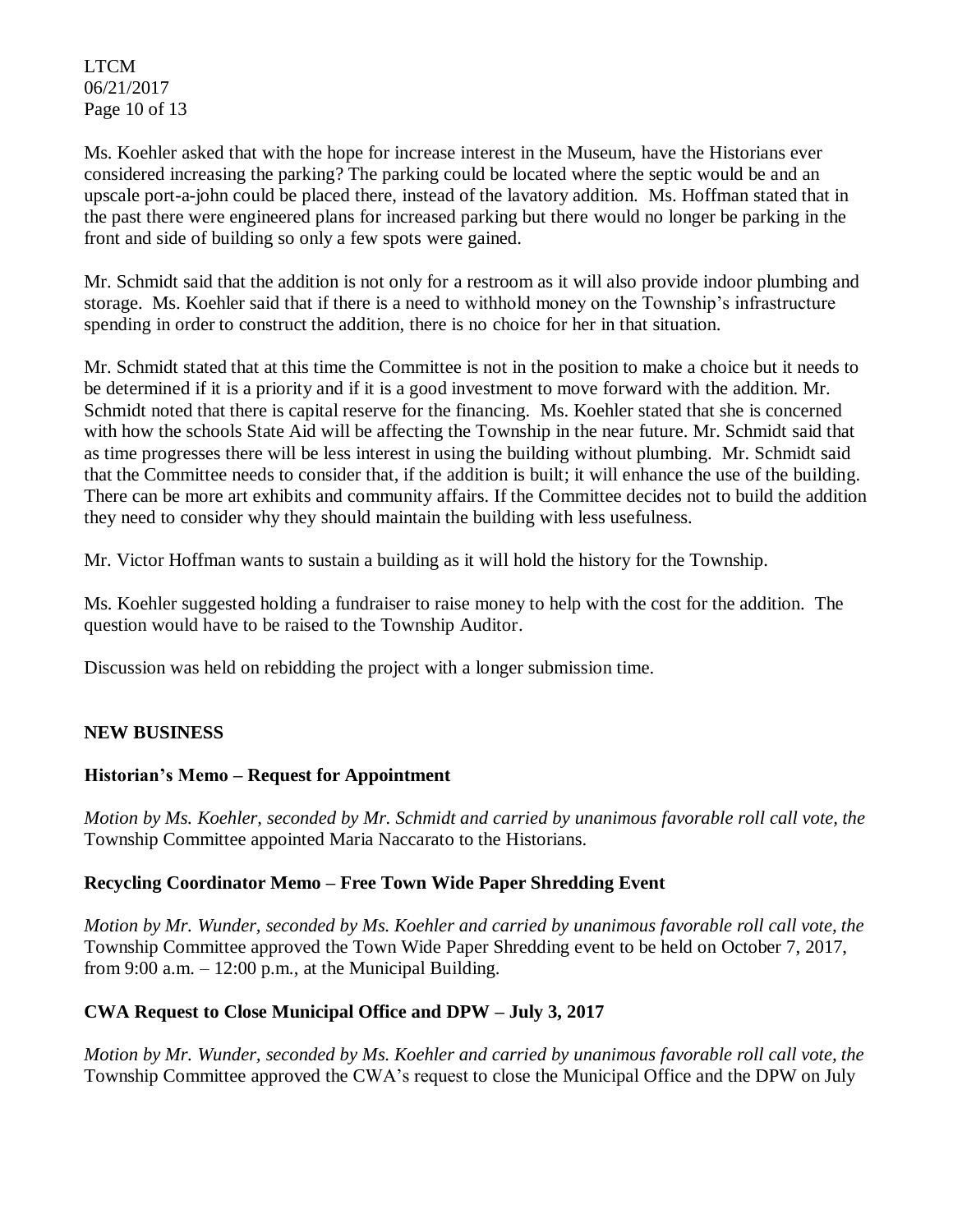Ms. Koehler asked that with the hope for increase interest in the Museum, have the Historians ever considered increasing the parking? The parking could be located where the septic would be and an upscale port-a-john could be placed there, instead of the lavatory addition. Ms. Hoffman stated that in the past there were engineered plans for increased parking but there would no longer be parking in the front and side of building so only a few spots were gained.

Mr. Schmidt said that the addition is not only for a restroom as it will also provide indoor plumbing and storage. Ms. Koehler said that if there is a need to withhold money on the Township's infrastructure spending in order to construct the addition, there is no choice for her in that situation.

Mr. Schmidt stated that at this time the Committee is not in the position to make a choice but it needs to be determined if it is a priority and if it is a good investment to move forward with the addition. Mr. Schmidt noted that there is capital reserve for the financing. Ms. Koehler stated that she is concerned with how the schools State Aid will be affecting the Township in the near future. Mr. Schmidt said that as time progresses there will be less interest in using the building without plumbing. Mr. Schmidt said that the Committee needs to consider that, if the addition is built; it will enhance the use of the building. There can be more art exhibits and community affairs. If the Committee decides not to build the addition they need to consider why they should maintain the building with less usefulness.

Mr. Victor Hoffman wants to sustain a building as it will hold the history for the Township.

Ms. Koehler suggested holding a fundraiser to raise money to help with the cost for the addition. The question would have to be raised to the Township Auditor.

Discussion was held on rebidding the project with a longer submission time.

## NEW BUSINESS

### Historian's Memo – Request for Appointment

*Motion by Ms. Koehler, seconded by Mr. Schmidt and carried by unanimous favorable roll call vote, the* Township Committee appointed Maria Naccarato to the Historians.

### Recycling Coordinator Memo – Free Town Wide Paper Shredding Event

*Motion by Mr. Wunder, seconded by Ms. Koehler and carried by unanimous favorable roll call vote, the* Township Committee approved the Town Wide Paper Shredding event to be held on October 7, 2017, from 9:00 a.m. – 12:00 p.m., at the Municipal Building.

### CWA Request to Close Municipal Office and DPW – July 3, 2017

*Motion by Mr. Wunder, seconded by Ms. Koehler and carried by unanimous favorable roll call vote, the* Township Committee approved the CWA's request to close the Municipal Office and the DPW on July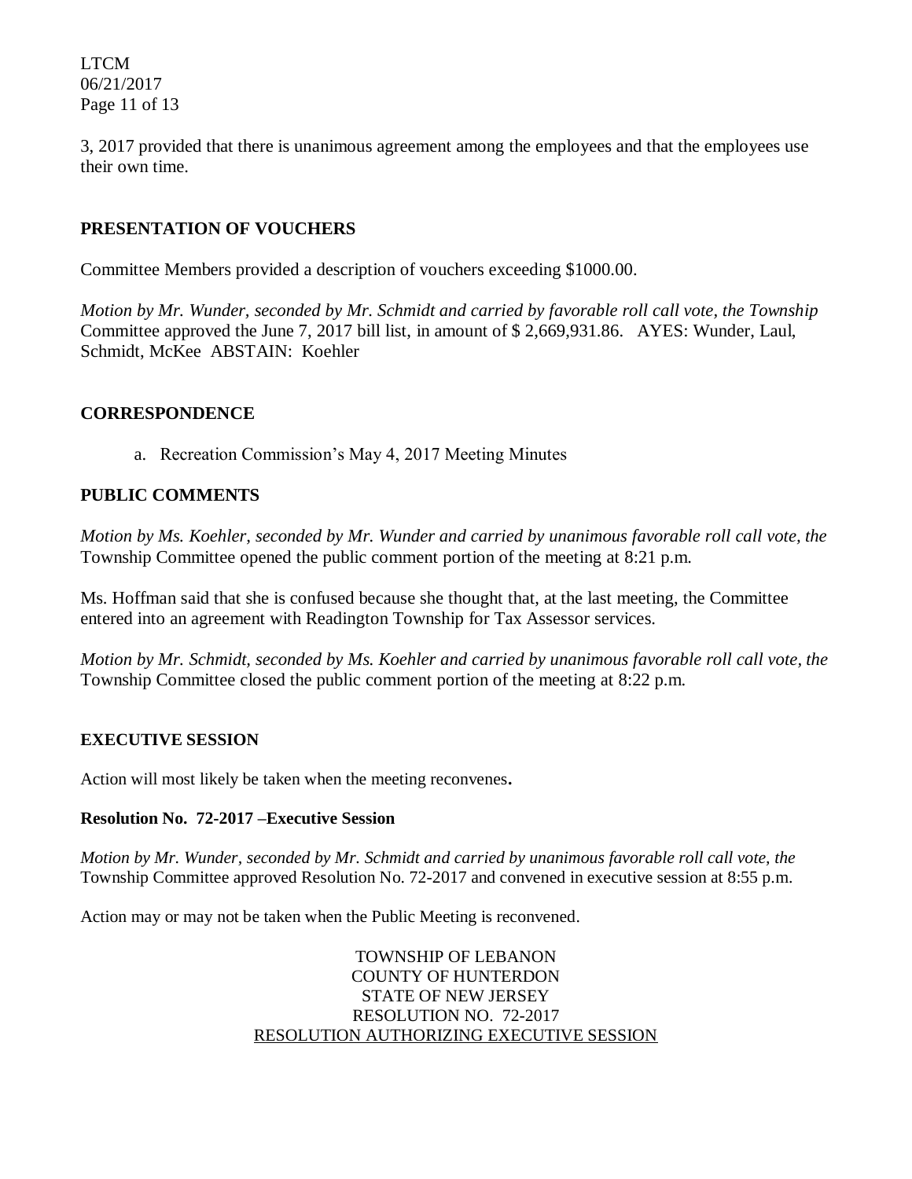3, 2017 provided that there is unanimous agreement among the employees and that the employees use their own time.

## PRESENTATION OF VOUCHERS

Committee Members provided a description of vouchers exceeding $1000.00.

*Motion by Mr. Wunder, seconded by Mr. Schmidt and carried by favorable roll call vote, the Township* Committee approved the June 7, 2017 bill list, in amount of $ 2,669,931.86. AYES: Wunder, Laul, Schmidt, McKee ABSTAIN: Koehler

## CORRESPONDENCE

a. Recreation Commission's May 4, 2017 Meeting Minutes

## PUBLIC COMMENTS

*Motion by Ms. Koehler, seconded by Mr. Wunder and carried by unanimous favorable roll call vote, the* Township Committee opened the public comment portion of the meeting at 8:21 p.m.

Ms. Hoffman said that she is confused because she thought that, at the last meeting, the Committee entered into an agreement with Readington Township for Tax Assessor services.

*Motion by Mr. Schmidt, seconded by Ms. Koehler and carried by unanimous favorable roll call vote, the* Township Committee closed the public comment portion of the meeting at 8:22 p.m.

## EXECUTIVE SESSION

Action will most likely be taken when the meeting reconvenes**.**

**Resolution No. 72-2017 –Executive Session**

*Motion by Mr. Wunder, seconded by Mr. Schmidt and carried by unanimous favorable roll call vote, the* Township Committee approved Resolution No. 72-2017 and convened in executive session at 8:55 p.m.

Action may or may not be taken when the Public Meeting is reconvened.

TOWNSHIP OF LEBANON
COUNTY OF HUNTERDON
STATE OF NEW JERSEY
RESOLUTION NO. 72-2017
RESOLUTION AUTHORIZING EXECUTIVE SESSION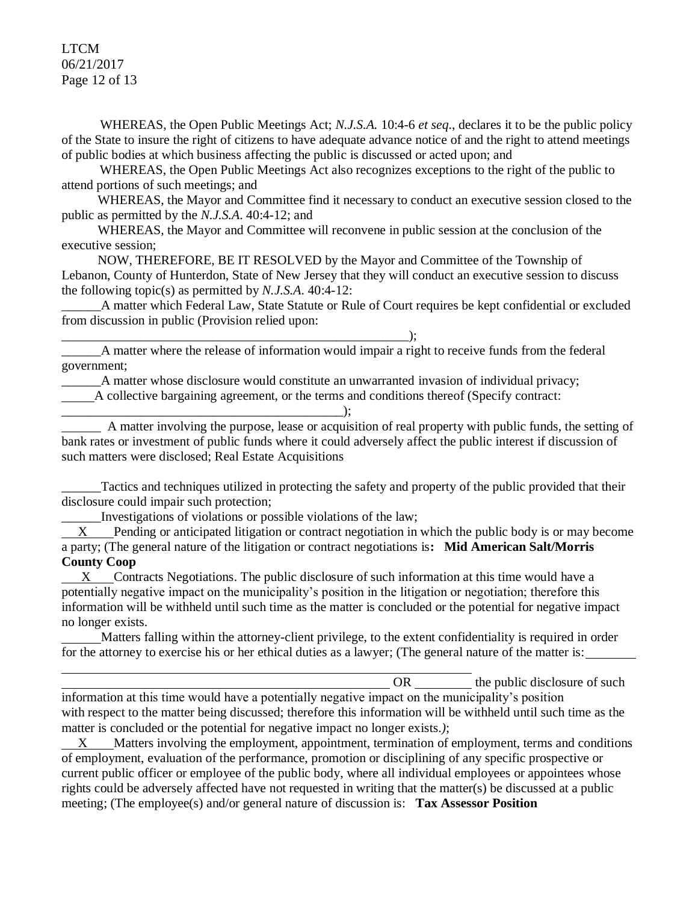WHEREAS, the Open Public Meetings Act; *N.J.S.A.* 10:4-6 *et seq*., declares it to be the public policy of the State to insure the right of citizens to have adequate advance notice of and the right to attend meetings of public bodies at which business affecting the public is discussed or acted upon; and

WHEREAS, the Open Public Meetings Act also recognizes exceptions to the right of the public to attend portions of such meetings; and

WHEREAS, the Mayor and Committee find it necessary to conduct an executive session closed to the public as permitted by the *N.J.S.A.* 40:4-12; and

WHEREAS, the Mayor and Committee will reconvene in public session at the conclusion of the executive session;

NOW, THEREFORE, BE IT RESOLVED by the Mayor and Committee of the Township of Lebanon, County of Hunterdon, State of New Jersey that they will conduct an executive session to discuss the following topic(s) as permitted by *N.J.S.A.* 40:4-12:

______A matter which Federal Law, State Statute or Rule of Court requires be kept confidential or excluded from discussion in public (Provision relied upon: ______________________________________________________);

______A matter where the release of information would impair a right to receive funds from the federal government;

______A matter whose disclosure would constitute an unwarranted invasion of individual privacy;

_____A collective bargaining agreement, or the terms and conditions thereof (Specify contract: ___________________________________________);

______ A matter involving the purpose, lease or acquisition of real property with public funds, the setting of bank rates or investment of public funds where it could adversely affect the public interest if discussion of such matters were disclosed; Real Estate Acquisitions

______Tactics and techniques utilized in protecting the safety and property of the public provided that their disclosure could impair such protection;

______Investigations of violations or possible violations of the law;

___X___Pending or anticipated litigation or contract negotiation in which the public body is or may become a party; (The general nature of the litigation or contract negotiations is**: Mid American Salt/Morris County Coop**

___X___Contracts Negotiations. The public disclosure of such information at this time would have a potentially negative impact on the municipality's position in the litigation or negotiation; therefore this information will be withheld until such time as the matter is concluded or the potential for negative impact no longer exists.

______Matters falling within the attorney-client privilege, to the extent confidentiality is required in order for the attorney to exercise his or her ethical duties as a lawyer; (The general nature of the matter is: ________ ______________________________________________________ OR ________ the public disclosure of such information at this time would have a potentially negative impact on the municipality's position with respect to the matter being discussed; therefore this information will be withheld until such time as the matter is concluded or the potential for negative impact no longer exists.*)*;

___X___Matters involving the employment, appointment, termination of employment, terms and conditions of employment, evaluation of the performance, promotion or disciplining of any specific prospective or current public officer or employee of the public body, where all individual employees or appointees whose rights could be adversely affected have not requested in writing that the matter(s) be discussed at a public meeting; (The employee(s) and/or general nature of discussion is: **Tax Assessor Position**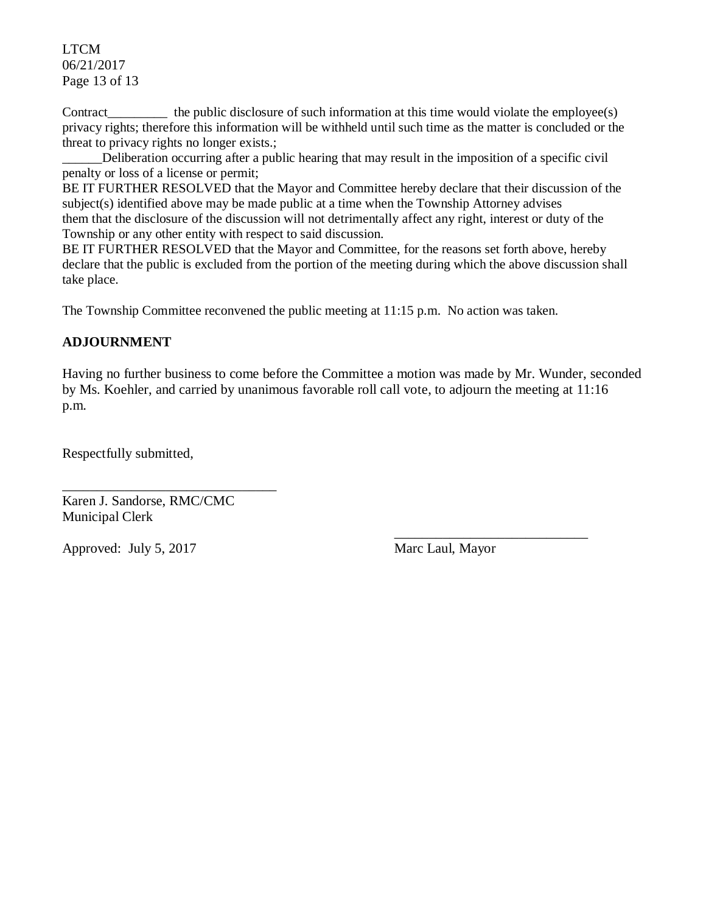Contract_________ the public disclosure of such information at this time would violate the employee(s) privacy rights; therefore this information will be withheld until such time as the matter is concluded or the threat to privacy rights no longer exists.;

______Deliberation occurring after a public hearing that may result in the imposition of a specific civil penalty or loss of a license or permit;

BE IT FURTHER RESOLVED that the Mayor and Committee hereby declare that their discussion of the subject(s) identified above may be made public at a time when the Township Attorney advises them that the disclosure of the discussion will not detrimentally affect any right, interest or duty of the Township or any other entity with respect to said discussion.

BE IT FURTHER RESOLVED that the Mayor and Committee, for the reasons set forth above, hereby declare that the public is excluded from the portion of the meeting during which the above discussion shall take place.

The Township Committee reconvened the public meeting at 11:15 p.m. No action was taken.

**ADJOURNMENT**

Having no further business to come before the Committee a motion was made by Mr. Wunder, seconded by Ms. Koehler, and carried by unanimous favorable roll call vote, to adjourn the meeting at 11:16 p.m.

Respectfully submitted,

_______________________________
Karen J. Sandorse, RMC/CMC
Municipal Clerk

Approved: July 5, 2017

_______________________________
Marc Laul, Mayor